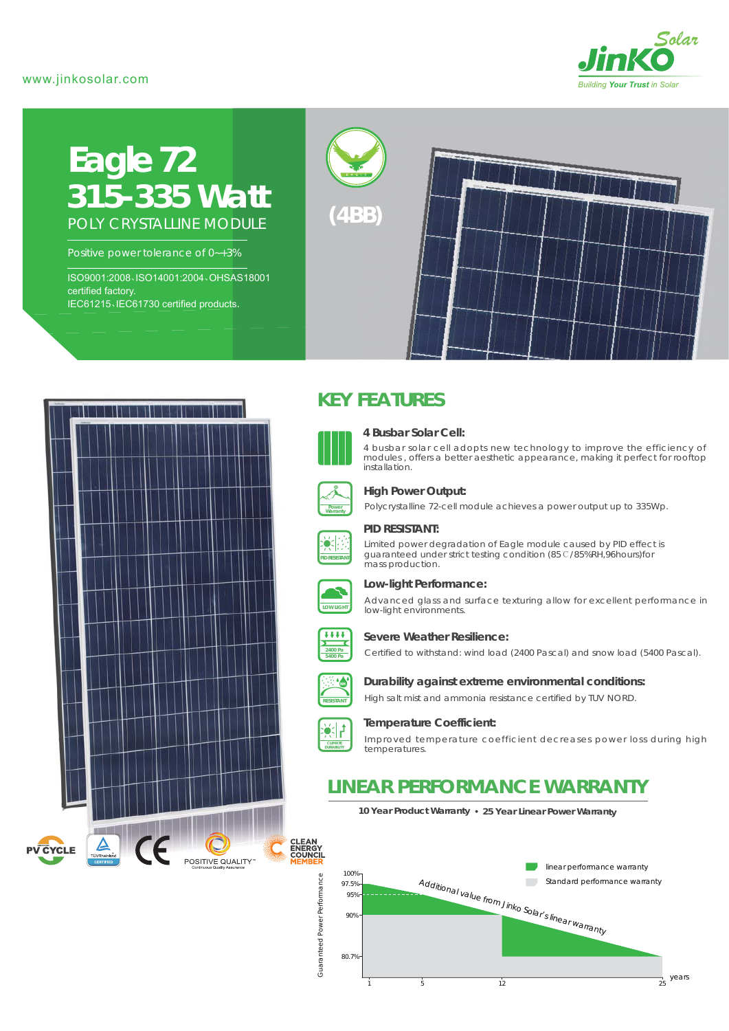www.jinkosolar.com

JinKO Solar
Building Your Trust in Solar

# Eagle 72
# 315-335 Watt

POLY CRYSTALLINE MODULE

(4BB)

Positive power tolerance of 0~+3%

ISO9001:2008、ISO14001:2004、OHSAS18001 certified factory.
IEC61215、IEC61730 certified products.

## KEY FEATURES

**4 Busbar Solar Cell:**
4 busbar solar cell adopts new technology to improve the efficiency of modules, offers a better aesthetic appearance, making it perfect for rooftop installation.

**High Power Output:**
Polycrystalline 72-cell module achieves a power output up to 335Wp.

**PID RESISTANT:**
Limited power degradation of Eagle module caused by PID effect is guaranteed under strict testing condition (85℃/85%RH,96hours)for mass production.

**Low-light Performance:**
Advanced glass and surface texturing allow for excellent performance in low-light environments.

**Severe Weather Resilience:**
Certified to withstand: wind load (2400 Pascal) and snow load (5400 Pascal).

**Durability against extreme environmental conditions:**
High salt mist and ammonia resistance certified by TUV NORD.

**Temperature Coefficient:**
Improved temperature coefficient decreases power loss during high temperatures.

PV CYCLE · TÜVRheinland CERTIFIED · CE · POSITIVE QUALITY™ · CLEAN ENERGY COUNCIL MEMBER

## LINEAR PERFORMANCE WARRANTY

**10 Year Product Warranty • 25 Year Linear Power Warranty**

- linear performance warranty
- Standard performance warranty

Additional value from Jinko Solar's linear warranty

Guaranteed Power Performance: 100%, 97.5%, 95%, 90%, 80.7%

years: 1, 5, 12, 25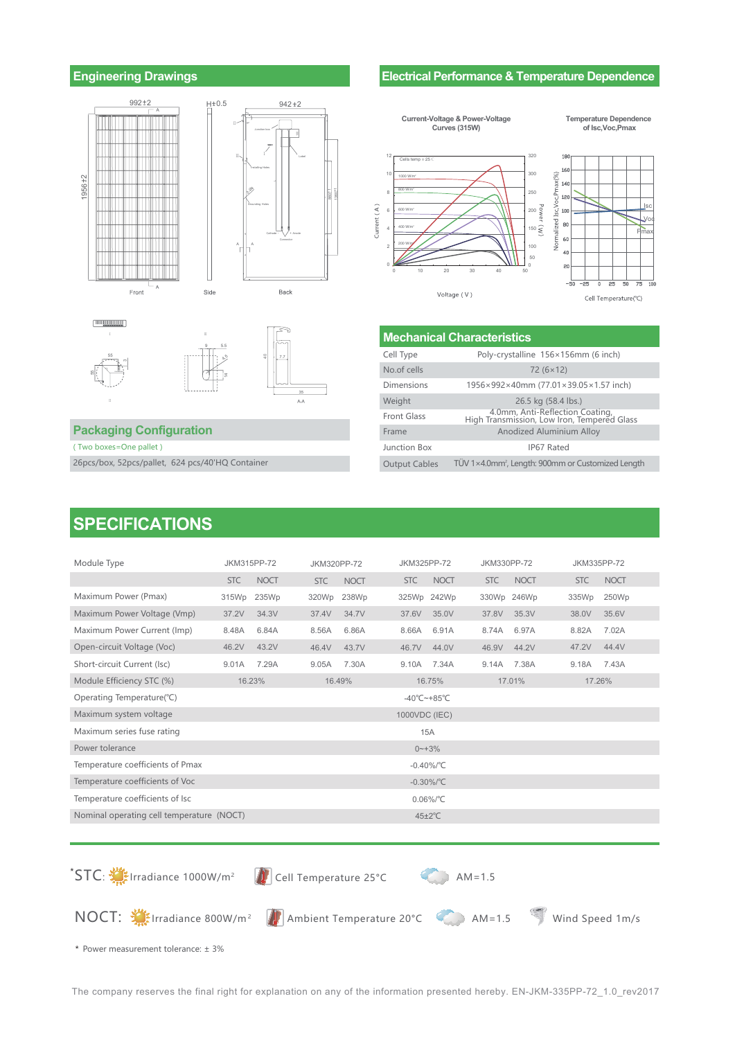## Engineering Drawings

992±2

H±0.5

942±2

1956±2

Front

Side

Back

A-A

## Electrical Performance & Temperature Dependence

Current-Voltage & Power-Voltage Curves (315W)

Cells temp = 25 ℃

1000 W/m²

800 W/m²

600 W/m²

400 W/m²

200 W/m²

Current ( A )

Power ( W )

Voltage ( V )

Temperature Dependence of Isc,Voc,Pmax

Normalized Isc,Voc,Pmax(%)

Isc

Voc

Pmax

Cell Temperature(℃)

## Mechanical Characteristics

| | |
|---|---|
| Cell Type | Poly-crystalline 156×156mm (6 inch) |
| No.of cells | 72 (6×12) |
| Dimensions | 1956×992×40mm (77.01×39.05×1.57 inch) |
| Weight | 26.5 kg (58.4 lbs.) |
| Front Glass | 4.0mm, Anti-Reflection Coating, High Transmission, Low Iron, Tempered Glass |
| Frame | Anodized Aluminium Alloy |
| Junction Box | IP67 Rated |
| Output Cables | TÜV 1×4.0mm², Length: 900mm or Customized Length |

## Packaging Configuration

( Two boxes=One pallet )

26pcs/box, 52pcs/pallet, 624 pcs/40'HQ Container

# SPECIFICATIONS

| Module Type | JKM315PP-72 | | JKM320PP-72 | | JKM325PP-72 | | JKM330PP-72 | | JKM335PP-72 | |
|---|---|---|---|---|---|---|---|---|---|---|
| | STC | NOCT | STC | NOCT | STC | NOCT | STC | NOCT | STC | NOCT |
| Maximum Power (Pmax) | 315Wp | 235Wp | 320Wp | 238Wp | 325Wp | 242Wp | 330Wp | 246Wp | 335Wp | 250Wp |
| Maximum Power Voltage (Vmp) | 37.2V | 34.3V | 37.4V | 34.7V | 37.6V | 35.0V | 37.8V | 35.3V | 38.0V | 35.6V |
| Maximum Power Current (Imp) | 8.48A | 6.84A | 8.56A | 6.86A | 8.66A | 6.91A | 8.74A | 6.97A | 8.82A | 7.02A |
| Open-circuit Voltage (Voc) | 46.2V | 43.2V | 46.4V | 43.7V | 46.7V | 44.0V | 46.9V | 44.2V | 47.2V | 44.4V |
| Short-circuit Current (Isc) | 9.01A | 7.29A | 9.05A | 7.30A | 9.10A | 7.34A | 9.14A | 7.38A | 9.18A | 7.43A |
| Module Efficiency STC (%) | 16.23% | | 16.49% | | 16.75% | | 17.01% | | 17.26% | |
| Operating Temperature(℃) | -40℃~+85℃ | | | | | | | | | |
| Maximum system voltage | 1000VDC (IEC) | | | | | | | | | |
| Maximum series fuse rating | 15A | | | | | | | | | |
| Power tolerance | 0~+3% | | | | | | | | | |
| Temperature coefficients of Pmax | -0.40%/℃ | | | | | | | | | |
| Temperature coefficients of Voc | -0.30%/℃ | | | | | | | | | |
| Temperature coefficients of Isc | 0.06%/℃ | | | | | | | | | |
| Nominal operating cell temperature (NOCT) | 45±2℃ | | | | | | | | | |

*STC: Irradiance 1000W/m² Cell Temperature 25°C AM=1.5

NOCT: Irradiance 800W/m² Ambient Temperature 20°C AM=1.5 Wind Speed 1m/s

* Power measurement tolerance: ± 3%

The company reserves the final right for explanation on any of the information presented hereby. EN-JKM-335PP-72_1.0_rev2017